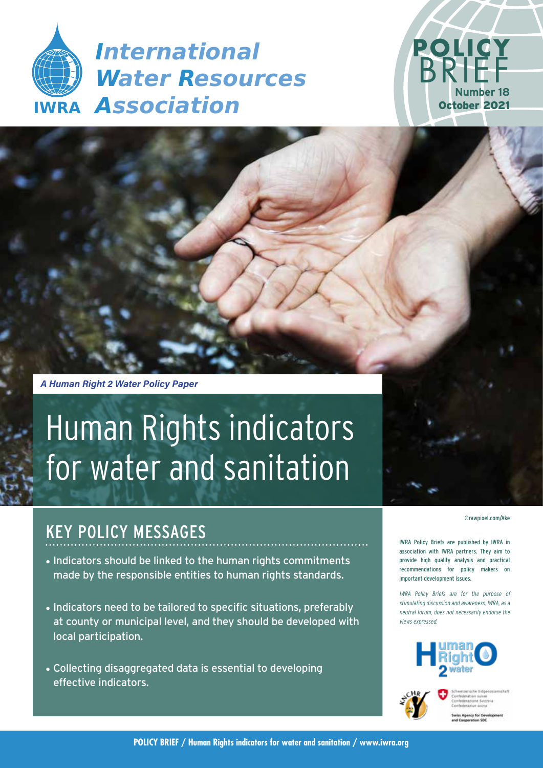# International Water Resources Association

IWRA

**POLICY BRIEF**
Number 18
October 2021

*A Human Right 2 Water Policy Paper*

# Human Rights indicators for water and sanitation

©rawpixel.com/Ake

## KEY POLICY MESSAGES

- Indicators should be linked to the human rights commitments made by the responsible entities to human rights standards.
- Indicators need to be tailored to specific situations, preferably at county or municipal level, and they should be developed with local participation.
- Collecting disaggregated data is essential to developing effective indicators.

IWRA Policy Briefs are published by IWRA in association with IWRA partners. They aim to provide high quality analysis and practical recommendations for policy makers on important development issues.

*IWRA Policy Briefs are for the purpose of stimulating discussion and awareness; IWRA, as a neutral forum, does not necessarily endorse the views expressed.*

Human Right 2 water

KNCHR

Schweizerische Eidgenossenschaft
Confédération suisse
Confederazione Svizzera
Confederaziun svizra

Swiss Agency for Development and Cooperation SDC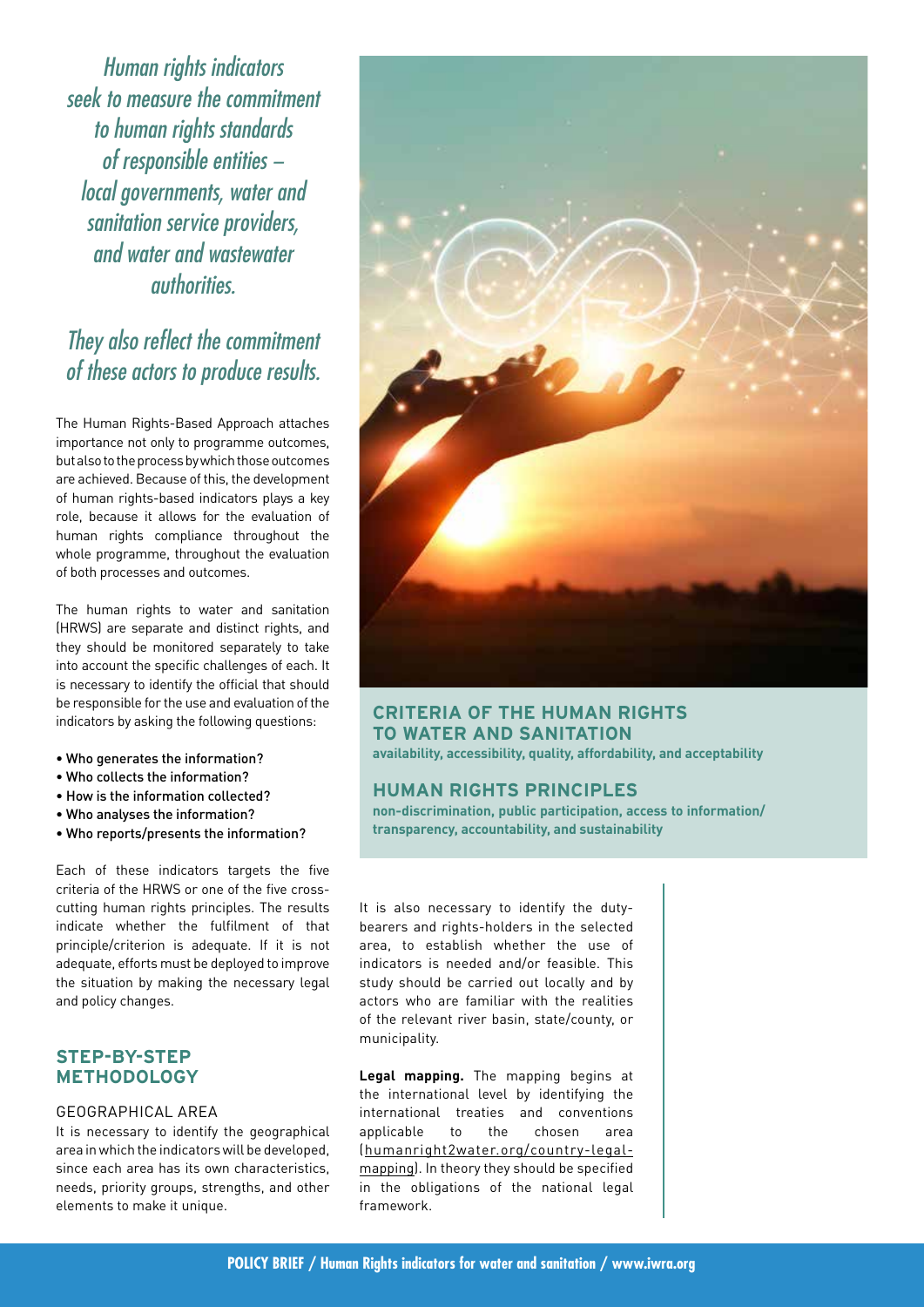*Human rights indicators seek to measure the commitment to human rights standards of responsible entities – local governments, water and sanitation service providers, and water and wastewater authorities.*

*They also reflect the commitment of these actors to produce results.*

The Human Rights-Based Approach attaches importance not only to programme outcomes, but also to the process by which those outcomes are achieved. Because of this, the development of human rights-based indicators plays a key role, because it allows for the evaluation of human rights compliance throughout the whole programme, throughout the evaluation of both processes and outcomes.

The human rights to water and sanitation (HRWS) are separate and distinct rights, and they should be monitored separately to take into account the specific challenges of each. It is necessary to identify the official that should be responsible for the use and evaluation of the indicators by asking the following questions:

- Who generates the information?
- Who collects the information?
- How is the information collected?
- Who analyses the information?
- Who reports/presents the information?

Each of these indicators targets the five criteria of the HRWS or one of the five cross-cutting human rights principles. The results indicate whether the fulfilment of that principle/criterion is adequate. If it is not adequate, efforts must be deployed to improve the situation by making the necessary legal and policy changes.

## STEP-BY-STEP METHODOLOGY

### GEOGRAPHICAL AREA

It is necessary to identify the geographical area in which the indicators will be developed, since each area has its own characteristics, needs, priority groups, strengths, and other elements to make it unique.

It is also necessary to identify the duty-bearers and rights-holders in the selected area, to establish whether the use of indicators is needed and/or feasible. This study should be carried out locally and by actors who are familiar with the realities of the relevant river basin, state/county, or municipality.

**Legal mapping.** The mapping begins at the international level by identifying the international treaties and conventions applicable to the chosen area (humanright2water.org/country-legal-mapping). In theory they should be specified in the obligations of the national legal framework.

### CRITERIA OF THE HUMAN RIGHTS TO WATER AND SANITATION

**availability, accessibility, quality, affordability, and acceptability**

### HUMAN RIGHTS PRINCIPLES

**non-discrimination, public participation, access to information/ transparency, accountability, and sustainability**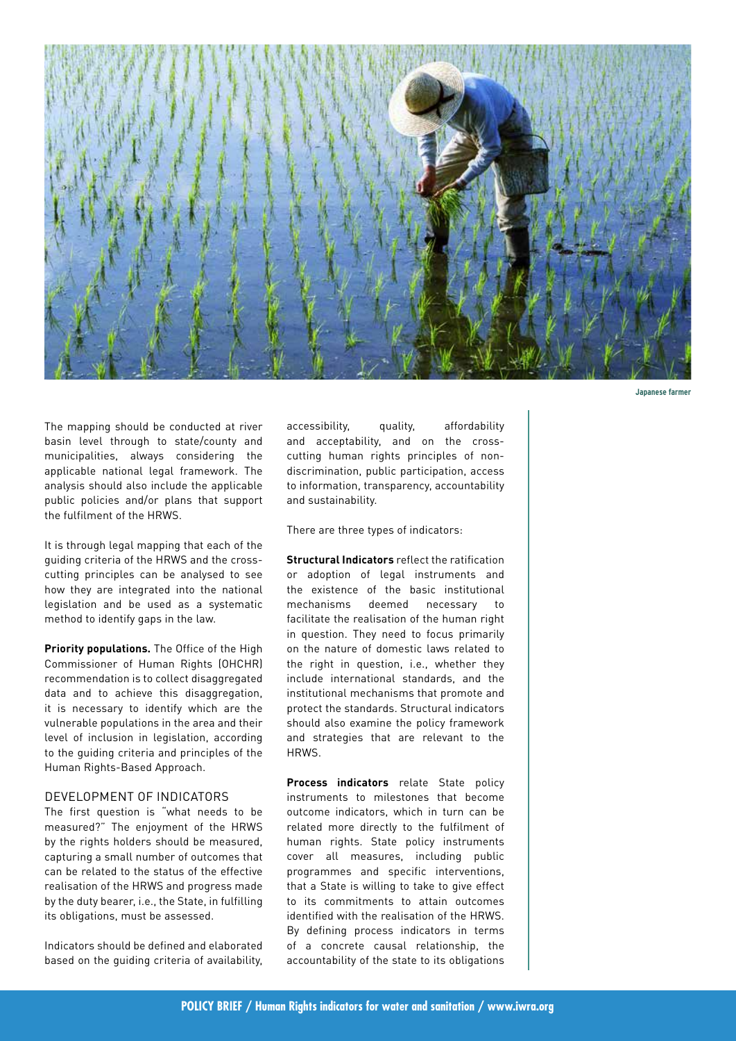Japanese farmer

The mapping should be conducted at river basin level through to state/county and municipalities, always considering the applicable national legal framework. The analysis should also include the applicable public policies and/or plans that support the fulfilment of the HRWS.

It is through legal mapping that each of the guiding criteria of the HRWS and the cross-cutting principles can be analysed to see how they are integrated into the national legislation and be used as a systematic method to identify gaps in the law.

**Priority populations.** The Office of the High Commissioner of Human Rights (OHCHR) recommendation is to collect disaggregated data and to achieve this disaggregation, it is necessary to identify which are the vulnerable populations in the area and their level of inclusion in legislation, according to the guiding criteria and principles of the Human Rights-Based Approach.

## DEVELOPMENT OF INDICATORS

The first question is "what needs to be measured?" The enjoyment of the HRWS by the rights holders should be measured, capturing a small number of outcomes that can be related to the status of the effective realisation of the HRWS and progress made by the duty bearer, i.e., the State, in fulfilling its obligations, must be assessed.

Indicators should be defined and elaborated based on the guiding criteria of availability, accessibility, quality, affordability and acceptability, and on the cross-cutting human rights principles of non-discrimination, public participation, access to information, transparency, accountability and sustainability.

There are three types of indicators:

**Structural Indicators** reflect the ratification or adoption of legal instruments and the existence of the basic institutional mechanisms deemed necessary to facilitate the realisation of the human right in question. They need to focus primarily on the nature of domestic laws related to the right in question, i.e., whether they include international standards, and the institutional mechanisms that promote and protect the standards. Structural indicators should also examine the policy framework and strategies that are relevant to the HRWS.

**Process indicators** relate State policy instruments to milestones that become outcome indicators, which in turn can be related more directly to the fulfilment of human rights. State policy instruments cover all measures, including public programmes and specific interventions, that a State is willing to take to give effect to its commitments to attain outcomes identified with the realisation of the HRWS. By defining process indicators in terms of a concrete causal relationship, the accountability of the state to its obligations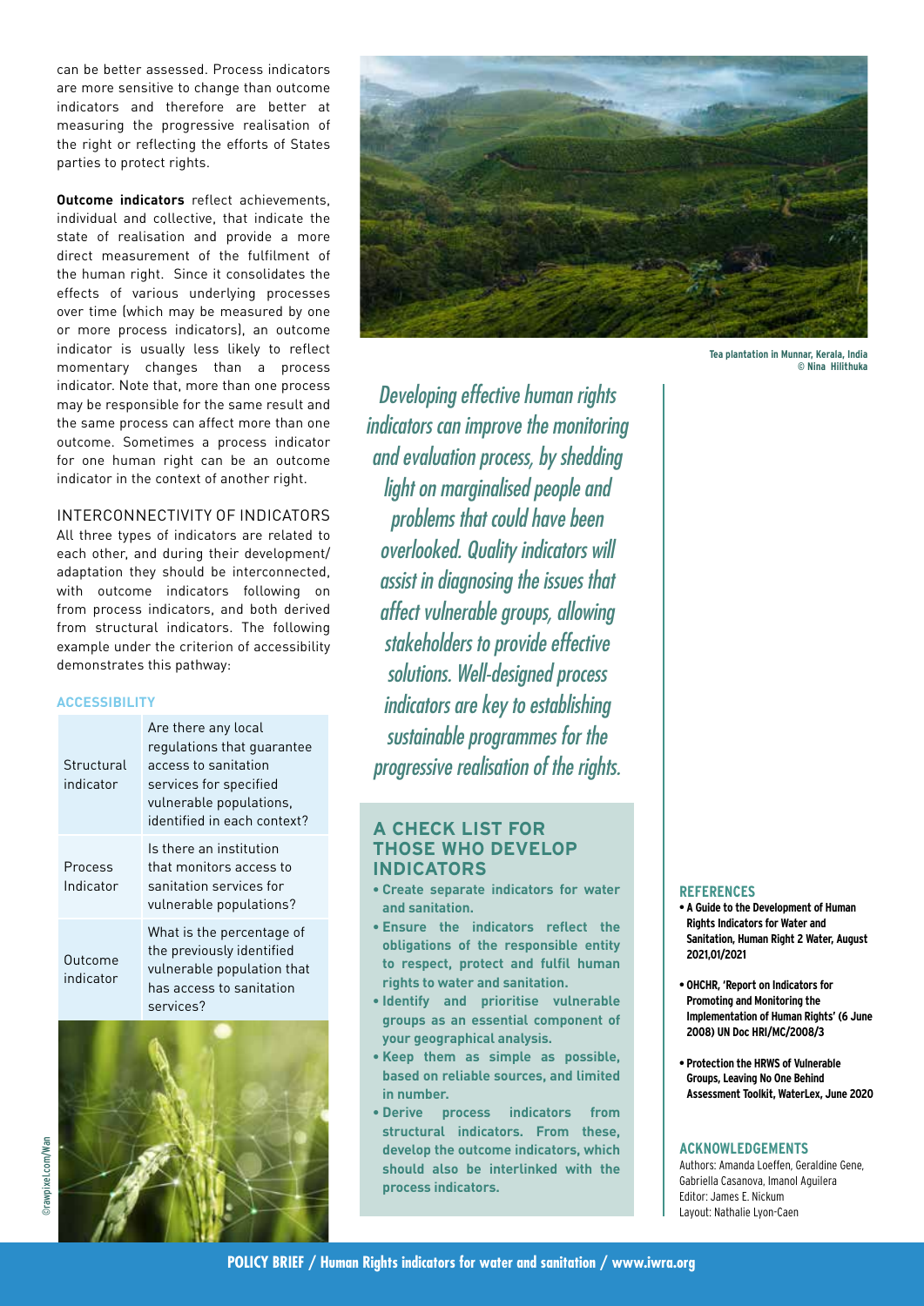can be better assessed. Process indicators are more sensitive to change than outcome indicators and therefore are better at measuring the progressive realisation of the right or reflecting the efforts of States parties to protect rights.

**Outcome indicators** reflect achievements, individual and collective, that indicate the state of realisation and provide a more direct measurement of the fulfilment of the human right. Since it consolidates the effects of various underlying processes over time (which may be measured by one or more process indicators), an outcome indicator is usually less likely to reflect momentary changes than a process indicator. Note that, more than one process may be responsible for the same result and the same process can affect more than one outcome. Sometimes a process indicator for one human right can be an outcome indicator in the context of another right.

## INTERCONNECTIVITY OF INDICATORS

All three types of indicators are related to each other, and during their development/ adaptation they should be interconnected, with outcome indicators following on from process indicators, and both derived from structural indicators. The following example under the criterion of accessibility demonstrates this pathway:

**ACCESSIBILITY**

| | |
|---|---|
| Structural indicator | Are there any local regulations that guarantee access to sanitation services for specified vulnerable populations, identified in each context? |
| Process Indicator | Is there an institution that monitors access to sanitation services for vulnerable populations? |
| Outcome indicator | What is the percentage of the previously identified vulnerable population that has access to sanitation services? |

©rawpixel.com/Wan

Tea plantation in Munnar, Kerala, India
© Nina Hilithuka

*Developing effective human rights indicators can improve the monitoring and evaluation process, by shedding light on marginalised people and problems that could have been overlooked. Quality indicators will assist in diagnosing the issues that affect vulnerable groups, allowing stakeholders to provide effective solutions. Well-designed process indicators are key to establishing sustainable programmes for the progressive realisation of the rights.*

## A CHECK LIST FOR THOSE WHO DEVELOP INDICATORS

- **Create separate indicators for water and sanitation.**
- **Ensure the indicators reflect the obligations of the responsible entity to respect, protect and fulfil human rights to water and sanitation.**
- **Identify and prioritise vulnerable groups as an essential component of your geographical analysis.**
- **Keep them as simple as possible, based on reliable sources, and limited in number.**
- **Derive process indicators from structural indicators. From these, develop the outcome indicators, which should also be interlinked with the process indicators.**

## REFERENCES

- **A Guide to the Development of Human Rights Indicators for Water and Sanitation, Human Right 2 Water, August 2021,01/2021**
- **OHCHR, 'Report on Indicators for Promoting and Monitoring the Implementation of Human Rights' (6 June 2008) UN Doc HRI/MC/2008/3**
- **Protection the HRWS of Vulnerable Groups, Leaving No One Behind Assessment Toolkit, WaterLex, June 2020**

## ACKNOWLEDGEMENTS

Authors: Amanda Loeffen, Geraldine Gene, Gabriella Casanova, Imanol Aguilera
Editor: James E. Nickum
Layout: Nathalie Lyon-Caen